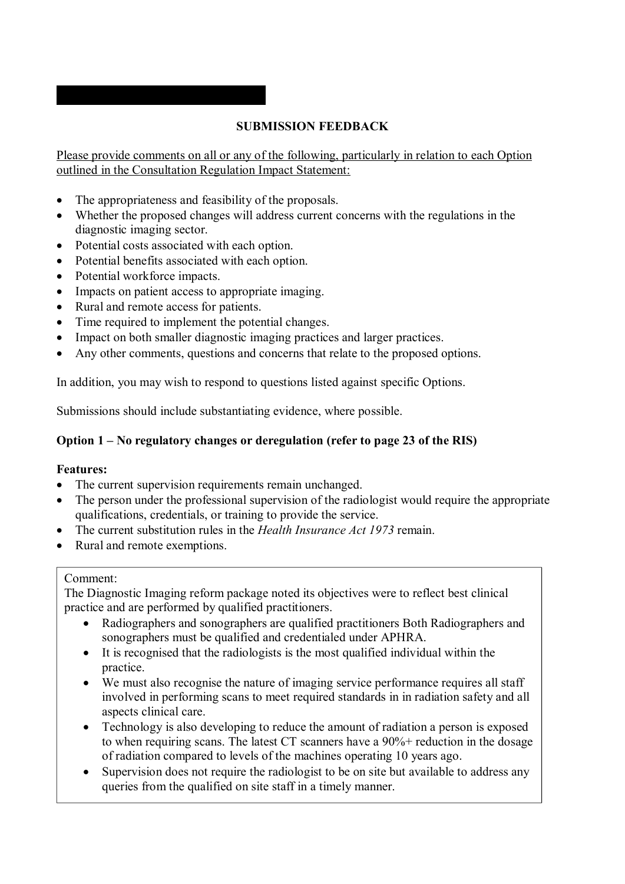## SUBMISSION FEEDBACK

Please provide comments on all or any of the following, particularly in relation to each Option outlined in the Consultation Regulation Impact Statement:

- The appropriateness and feasibility of the proposals.
- Whether the proposed changes will address current concerns with the regulations in the diagnostic imaging sector.
- Potential costs associated with each option.
- Potential benefits associated with each option.
- Potential workforce impacts.
- Impacts on patient access to appropriate imaging.
- Rural and remote access for patients.
- Time required to implement the potential changes.
- Impact on both smaller diagnostic imaging practices and larger practices.
- Any other comments, questions and concerns that relate to the proposed options.

In addition, you may wish to respond to questions listed against specific Options.

Submissions should include substantiating evidence, where possible.

### Option 1 – No regulatory changes or deregulation (refer to page 23 of the RIS)

**Features:**

- The current supervision requirements remain unchanged.
- The person under the professional supervision of the radiologist would require the appropriate qualifications, credentials, or training to provide the service.
- The current substitution rules in the *Health Insurance Act 1973* remain.
- Rural and remote exemptions.

Comment:

The Diagnostic Imaging reform package noted its objectives were to reflect best clinical practice and are performed by qualified practitioners.

- Radiographers and sonographers are qualified practitioners Both Radiographers and sonographers must be qualified and credentialed under APHRA.
- It is recognised that the radiologists is the most qualified individual within the practice.
- We must also recognise the nature of imaging service performance requires all staff involved in performing scans to meet required standards in in radiation safety and all aspects clinical care.
- Technology is also developing to reduce the amount of radiation a person is exposed to when requiring scans. The latest CT scanners have a 90%+ reduction in the dosage of radiation compared to levels of the machines operating 10 years ago.
- Supervision does not require the radiologist to be on site but available to address any queries from the qualified on site staff in a timely manner.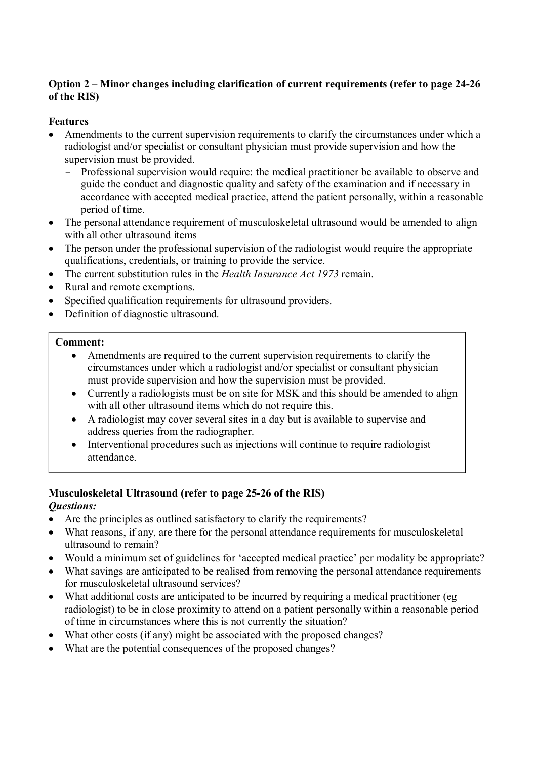**Option 2 – Minor changes including clarification of current requirements (refer to page 24-26 of the RIS)**

**Features**

- Amendments to the current supervision requirements to clarify the circumstances under which a radiologist and/or specialist or consultant physician must provide supervision and how the supervision must be provided.
  - Professional supervision would require: the medical practitioner be available to observe and guide the conduct and diagnostic quality and safety of the examination and if necessary in accordance with accepted medical practice, attend the patient personally, within a reasonable period of time.
- The personal attendance requirement of musculoskeletal ultrasound would be amended to align with all other ultrasound items
- The person under the professional supervision of the radiologist would require the appropriate qualifications, credentials, or training to provide the service.
- The current substitution rules in the *Health Insurance Act 1973* remain.
- Rural and remote exemptions.
- Specified qualification requirements for ultrasound providers.
- Definition of diagnostic ultrasound.

> **Comment:**
>
> - Amendments are required to the current supervision requirements to clarify the circumstances under which a radiologist and/or specialist or consultant physician must provide supervision and how the supervision must be provided.
> - Currently a radiologists must be on site for MSK and this should be amended to align with all other ultrasound items which do not require this.
> - A radiologist may cover several sites in a day but is available to supervise and address queries from the radiographer.
> - Interventional procedures such as injections will continue to require radiologist attendance.

**Musculoskeletal Ultrasound (refer to page 25-26 of the RIS)**

***Questions:***

- Are the principles as outlined satisfactory to clarify the requirements?
- What reasons, if any, are there for the personal attendance requirements for musculoskeletal ultrasound to remain?
- Would a minimum set of guidelines for 'accepted medical practice' per modality be appropriate?
- What savings are anticipated to be realised from removing the personal attendance requirements for musculoskeletal ultrasound services?
- What additional costs are anticipated to be incurred by requiring a medical practitioner (eg radiologist) to be in close proximity to attend on a patient personally within a reasonable period of time in circumstances where this is not currently the situation?
- What other costs (if any) might be associated with the proposed changes?
- What are the potential consequences of the proposed changes?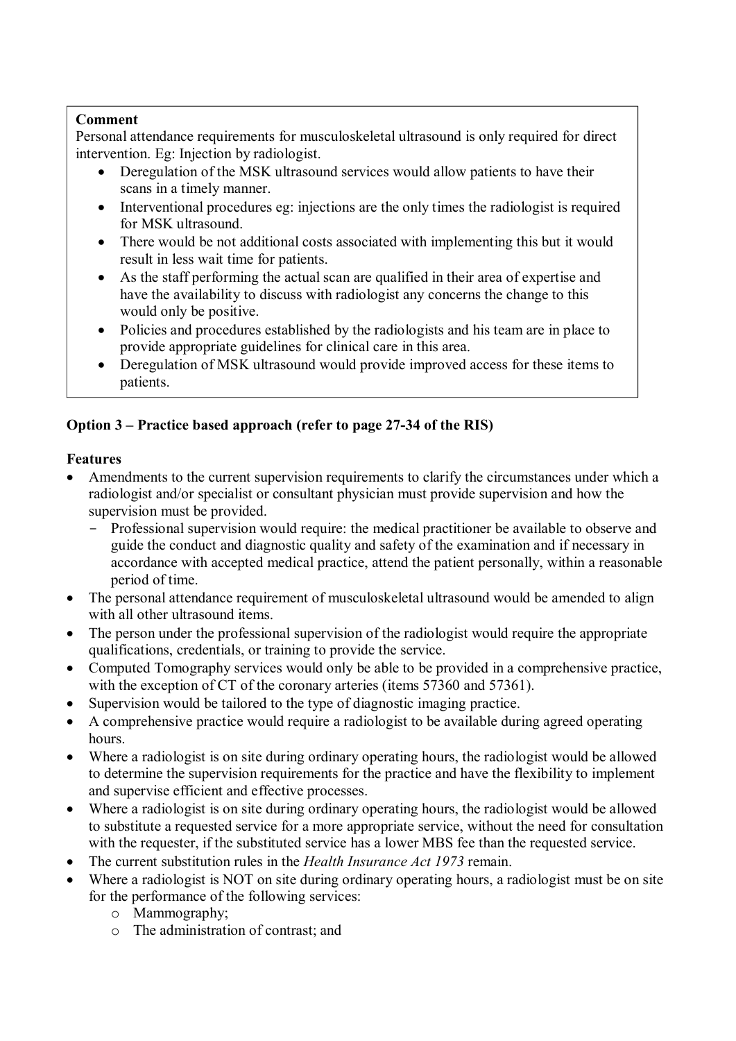**Comment**

Personal attendance requirements for musculoskeletal ultrasound is only required for direct intervention. Eg: Injection by radiologist.

- Deregulation of the MSK ultrasound services would allow patients to have their scans in a timely manner.
- Interventional procedures eg: injections are the only times the radiologist is required for MSK ultrasound.
- There would be not additional costs associated with implementing this but it would result in less wait time for patients.
- As the staff performing the actual scan are qualified in their area of expertise and have the availability to discuss with radiologist any concerns the change to this would only be positive.
- Policies and procedures established by the radiologists and his team are in place to provide appropriate guidelines for clinical care in this area.
- Deregulation of MSK ultrasound would provide improved access for these items to patients.

**Option 3 – Practice based approach (refer to page 27-34 of the RIS)**

**Features**

- Amendments to the current supervision requirements to clarify the circumstances under which a radiologist and/or specialist or consultant physician must provide supervision and how the supervision must be provided.
  - Professional supervision would require: the medical practitioner be available to observe and guide the conduct and diagnostic quality and safety of the examination and if necessary in accordance with accepted medical practice, attend the patient personally, within a reasonable period of time.
- The personal attendance requirement of musculoskeletal ultrasound would be amended to align with all other ultrasound items.
- The person under the professional supervision of the radiologist would require the appropriate qualifications, credentials, or training to provide the service.
- Computed Tomography services would only be able to be provided in a comprehensive practice, with the exception of CT of the coronary arteries (items 57360 and 57361).
- Supervision would be tailored to the type of diagnostic imaging practice.
- A comprehensive practice would require a radiologist to be available during agreed operating hours.
- Where a radiologist is on site during ordinary operating hours, the radiologist would be allowed to determine the supervision requirements for the practice and have the flexibility to implement and supervise efficient and effective processes.
- Where a radiologist is on site during ordinary operating hours, the radiologist would be allowed to substitute a requested service for a more appropriate service, without the need for consultation with the requester, if the substituted service has a lower MBS fee than the requested service.
- The current substitution rules in the *Health Insurance Act 1973* remain.
- Where a radiologist is NOT on site during ordinary operating hours, a radiologist must be on site for the performance of the following services:
  - Mammography;
  - The administration of contrast; and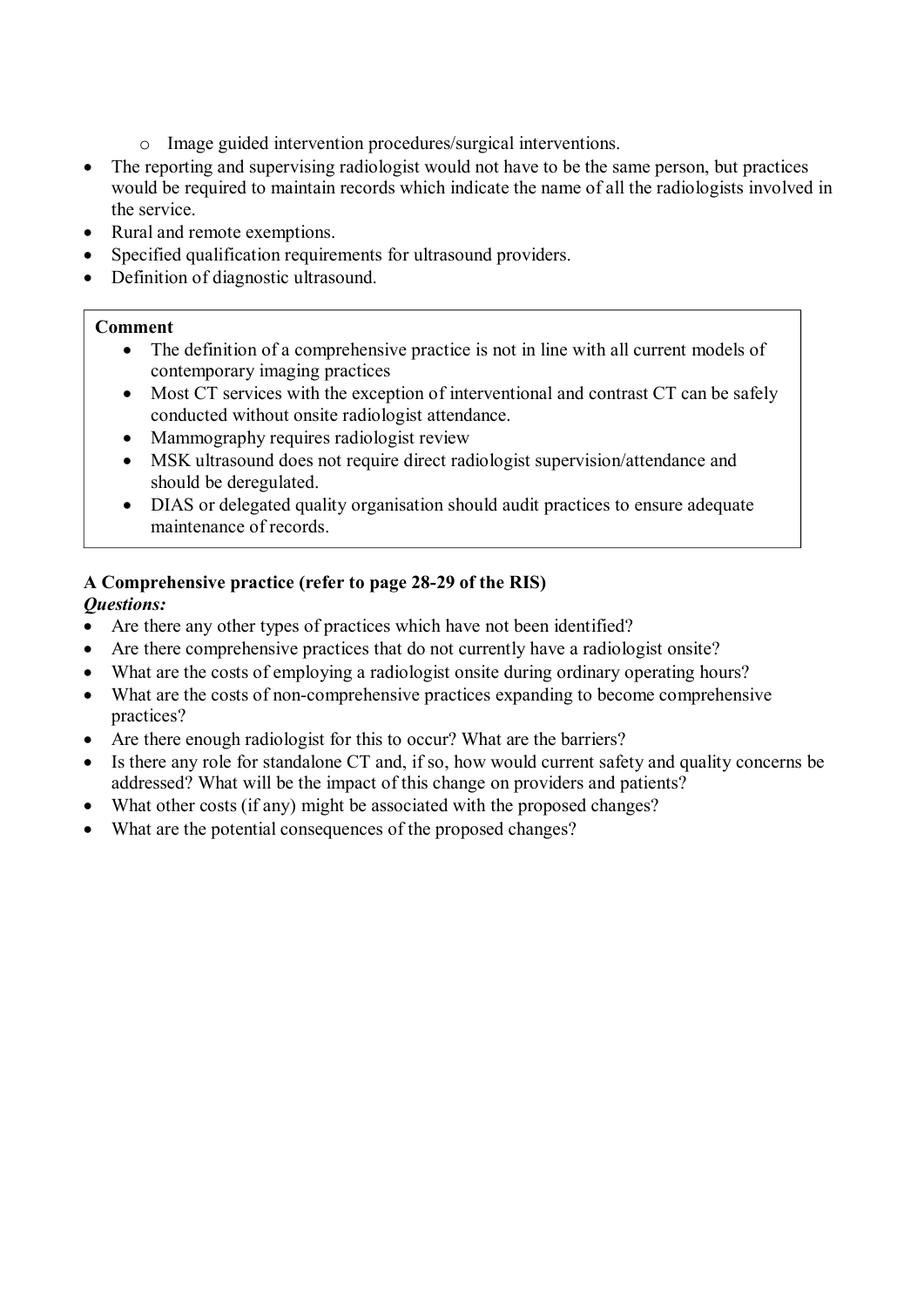- Image guided intervention procedures/surgical interventions.
- The reporting and supervising radiologist would not have to be the same person, but practices would be required to maintain records which indicate the name of all the radiologists involved in the service.
- Rural and remote exemptions.
- Specified qualification requirements for ultrasound providers.
- Definition of diagnostic ultrasound.

> **Comment**
> - The definition of a comprehensive practice is not in line with all current models of contemporary imaging practices
> - Most CT services with the exception of interventional and contrast CT can be safely conducted without onsite radiologist attendance.
> - Mammography requires radiologist review
> - MSK ultrasound does not require direct radiologist supervision/attendance and should be deregulated.
> - DIAS or delegated quality organisation should audit practices to ensure adequate maintenance of records.

**A Comprehensive practice (refer to page 28-29 of the RIS)**

***Questions:***

- Are there any other types of practices which have not been identified?
- Are there comprehensive practices that do not currently have a radiologist onsite?
- What are the costs of employing a radiologist onsite during ordinary operating hours?
- What are the costs of non-comprehensive practices expanding to become comprehensive practices?
- Are there enough radiologist for this to occur? What are the barriers?
- Is there any role for standalone CT and, if so, how would current safety and quality concerns be addressed? What will be the impact of this change on providers and patients?
- What other costs (if any) might be associated with the proposed changes?
- What are the potential consequences of the proposed changes?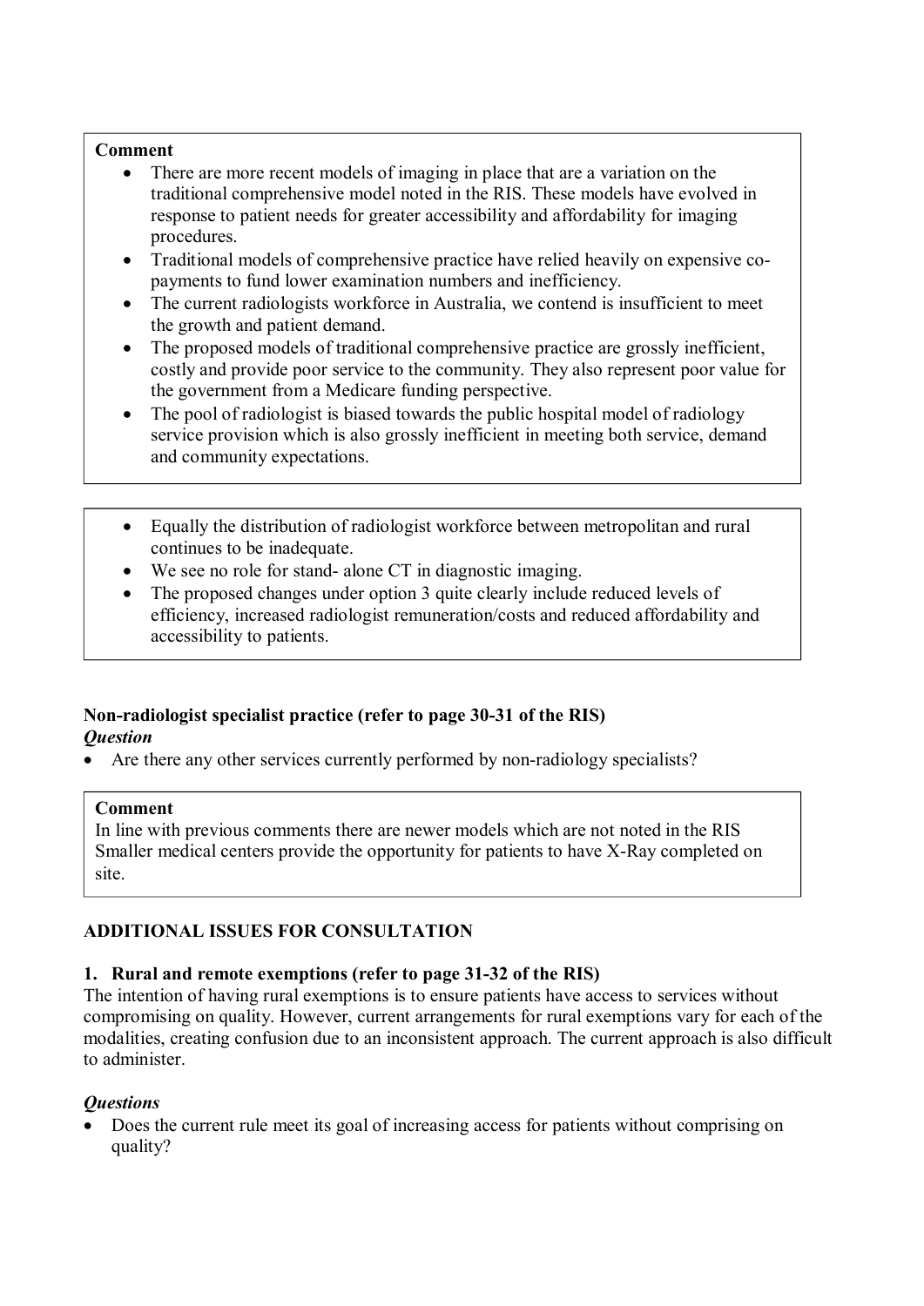**Comment**

- There are more recent models of imaging in place that are a variation on the traditional comprehensive model noted in the RIS. These models have evolved in response to patient needs for greater accessibility and affordability for imaging procedures.
- Traditional models of comprehensive practice have relied heavily on expensive co-payments to fund lower examination numbers and inefficiency.
- The current radiologists workforce in Australia, we contend is insufficient to meet the growth and patient demand.
- The proposed models of traditional comprehensive practice are grossly inefficient, costly and provide poor service to the community. They also represent poor value for the government from a Medicare funding perspective.
- The pool of radiologist is biased towards the public hospital model of radiology service provision which is also grossly inefficient in meeting both service, demand and community expectations.

- Equally the distribution of radiologist workforce between metropolitan and rural continues to be inadequate.
- We see no role for stand- alone CT in diagnostic imaging.
- The proposed changes under option 3 quite clearly include reduced levels of efficiency, increased radiologist remuneration/costs and reduced affordability and accessibility to patients.

**Non-radiologist specialist practice (refer to page 30-31 of the RIS)**
***Question***

- Are there any other services currently performed by non-radiology specialists?

**Comment**
In line with previous comments there are newer models which are not noted in the RIS Smaller medical centers provide the opportunity for patients to have X-Ray completed on site.

**ADDITIONAL ISSUES FOR CONSULTATION**

**1. Rural and remote exemptions (refer to page 31-32 of the RIS)**

The intention of having rural exemptions is to ensure patients have access to services without compromising on quality. However, current arrangements for rural exemptions vary for each of the modalities, creating confusion due to an inconsistent approach. The current approach is also difficult to administer.

***Questions***

- Does the current rule meet its goal of increasing access for patients without comprising on quality?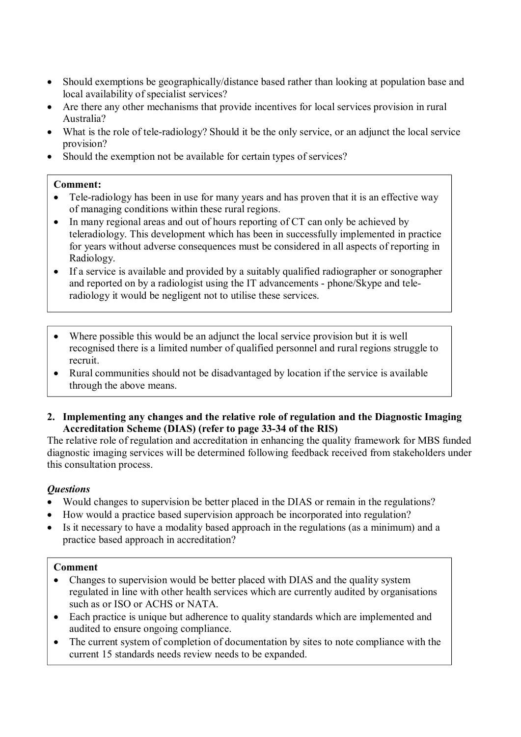- Should exemptions be geographically/distance based rather than looking at population base and local availability of specialist services?
- Are there any other mechanisms that provide incentives for local services provision in rural Australia?
- What is the role of tele-radiology? Should it be the only service, or an adjunct the local service provision?
- Should the exemption not be available for certain types of services?

**Comment:**

- Tele-radiology has been in use for many years and has proven that it is an effective way of managing conditions within these rural regions.
- In many regional areas and out of hours reporting of CT can only be achieved by teleradiology. This development which has been in successfully implemented in practice for years without adverse consequences must be considered in all aspects of reporting in Radiology.
- If a service is available and provided by a suitably qualified radiographer or sonographer and reported on by a radiologist using the IT advancements - phone/Skype and tele-radiology it would be negligent not to utilise these services.

- Where possible this would be an adjunct the local service provision but it is well recognised there is a limited number of qualified personnel and rural regions struggle to recruit.
- Rural communities should not be disadvantaged by location if the service is available through the above means.

**2. Implementing any changes and the relative role of regulation and the Diagnostic Imaging Accreditation Scheme (DIAS) (refer to page 33-34 of the RIS)**

The relative role of regulation and accreditation in enhancing the quality framework for MBS funded diagnostic imaging services will be determined following feedback received from stakeholders under this consultation process.

***Questions***

- Would changes to supervision be better placed in the DIAS or remain in the regulations?
- How would a practice based supervision approach be incorporated into regulation?
- Is it necessary to have a modality based approach in the regulations (as a minimum) and a practice based approach in accreditation?

**Comment**

- Changes to supervision would be better placed with DIAS and the quality system regulated in line with other health services which are currently audited by organisations such as or ISO or ACHS or NATA.
- Each practice is unique but adherence to quality standards which are implemented and audited to ensure ongoing compliance.
- The current system of completion of documentation by sites to note compliance with the current 15 standards needs review needs to be expanded.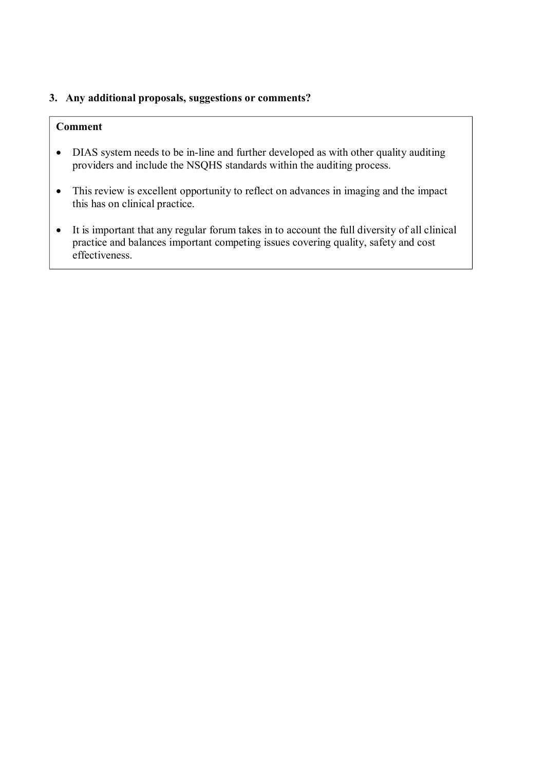### 3. Any additional proposals, suggestions or comments?

**Comment**

- DIAS system needs to be in-line and further developed as with other quality auditing providers and include the NSQHS standards within the auditing process.
- This review is excellent opportunity to reflect on advances in imaging and the impact this has on clinical practice.
- It is important that any regular forum takes in to account the full diversity of all clinical practice and balances important competing issues covering quality, safety and cost effectiveness.